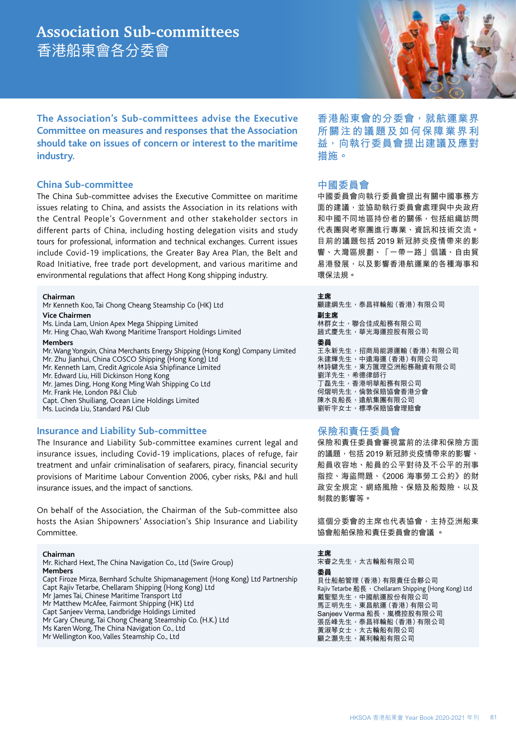# Association Sub-committees
# 香港船東會各分委會

**The Association's Sub-committees advise the Executive Committee on measures and responses that the Association should take on issues of concern or interest to the maritime industry.**

**香港船東會的分委會，就航運業界所關注的議題及如何保障業界利益，向執行委員會提出建議及應對措施。**

## China Sub-committee

The China Sub-committee advises the Executive Committee on maritime issues relating to China, and assists the Association in its relations with the Central People's Government and other stakeholder sectors in different parts of China, including hosting delegation visits and study tours for professional, information and technical exchanges. Current issues include Covid-19 implications, the Greater Bay Area Plan, the Belt and Road Initiative, free trade port development, and various maritime and environmental regulations that affect Hong Kong shipping industry.

**Chairman**
Mr Kenneth Koo, Tai Chong Cheang Steamship Co (HK) Ltd

**Vice Chairmen**
Ms. Linda Lam, Union Apex Mega Shipping Limited
Mr. Hing Chao, Wah Kwong Maritime Transport Holdings Limited

**Members**
Mr. Wang Yongxin, China Merchants Energy Shipping (Hong Kong) Company Limited
Mr. Zhu Jianhui, China COSCO Shipping (Hong Kong) Ltd
Mr. Kenneth Lam, Credit Agricole Asia Shipfinance Limited
Mr. Edward Liu, Hill Dickinson Hong Kong
Mr. James Ding, Hong Kong Ming Wah Shipping Co Ltd
Mr. Frank He, London P&I Club
Capt. Chen Shuiliang, Ocean Line Holdings Limited
Ms. Lucinda Liu, Standard P&I Club

## 中國委員會

中國委員會向執行委員會提出有關中國事務方面的建議，並協助執行委員會處理與中央政府和中國不同地區持份者的關係，包括組織訪問代表團與考察團進行專業、資訊和技術交流。目前的議題包括 2019 新冠肺炎疫情帶來的影響、大灣區規劃、「一帶一路」倡議、自由貿易港發展，以及影響香港航運業的各種海事和環保法規。

**主席**
顧建綱先生，泰昌祥輪船（香港）有限公司

**副主席**
林群女士，聯合佳成船務有限公司
趙式慶先生，華光海運控股有限公司

**委員**
王永新先生，招商局能源運輸（香港）有限公司
朱建輝先生，中遠海運（香港）有限公司
林詩鍵先生，東方匯理亞洲船務融資有限公司
劉洋先生，希德律師行
丁磊先生，香港明華船務有限公司
何熠明先生，倫敦保賠協會香港分會
陳水良船長，遠航集團有限公司
劉昕宇女士，標準保賠協會理賠會

## Insurance and Liability Sub-committee

The Insurance and Liability Sub-committee examines current legal and insurance issues, including Covid-19 implications, places of refuge, fair treatment and unfair criminalisation of seafarers, piracy, financial security provisions of Maritime Labour Convention 2006, cyber risks, P&I and hull insurance issues, and the impact of sanctions.

On behalf of the Association, the Chairman of the Sub-committee also hosts the Asian Shipowners' Association's Ship Insurance and Liability Committee.

**Chairman**
Mr. Richard Hext, The China Navigation Co., Ltd (Swire Group)

**Members**
Capt Firoze Mirza, Bernhard Schulte Shipmanagement (Hong Kong) Ltd Partnership
Capt Rajiv Tetarbe, Chellaram Shipping (Hong Kong) Ltd
Mr James Tai, Chinese Maritime Transport Ltd
Mr Matthew McAfee, Fairmont Shipping (HK) Ltd
Capt Sanjeev Verma, Landbridge Holdings Limited
Mr Gary Cheung, Tai Chong Cheang Steamship Co. (H.K.) Ltd
Ms Karen Wong, The China Navigation Co., Ltd
Mr Wellington Koo, Valles Steamship Co., Ltd

## 保險和責任委員會

保險和責任委員會審視當前的法律和保險方面的議題，包括 2019 新冠肺炎疫情帶來的影響、船員收容地、船員的公平對待及不公平的刑事指控、海盜問題、《2006 海事勞工公約》的財政安全規定、網絡風險、保賠及船殼險、以及制裁的影響等。

這個分委會的主席也代表協會，主持亞洲船東協會船舶保險和責任委員會的會議 。

**主席**
宋睿之先生，太古輪船有限公司

**委員**
貝仕船舶管理（香港）有限責任合夥公司
Rajiv Tetarbe 船長，Chellaram Shipping (Hong Kong) Ltd
戴聖堅先生，中國航運股份有限公司
馬正明先生，東昌航運（香港）有限公司
Sanjeev Verma 船長，嵐橋控股有限公司
張岳峰先生，泰昌祥輪船（香港）有限公司
黃淑琴女士，太古輪船有限公司
顧之灝先生，萬利輪船有限公司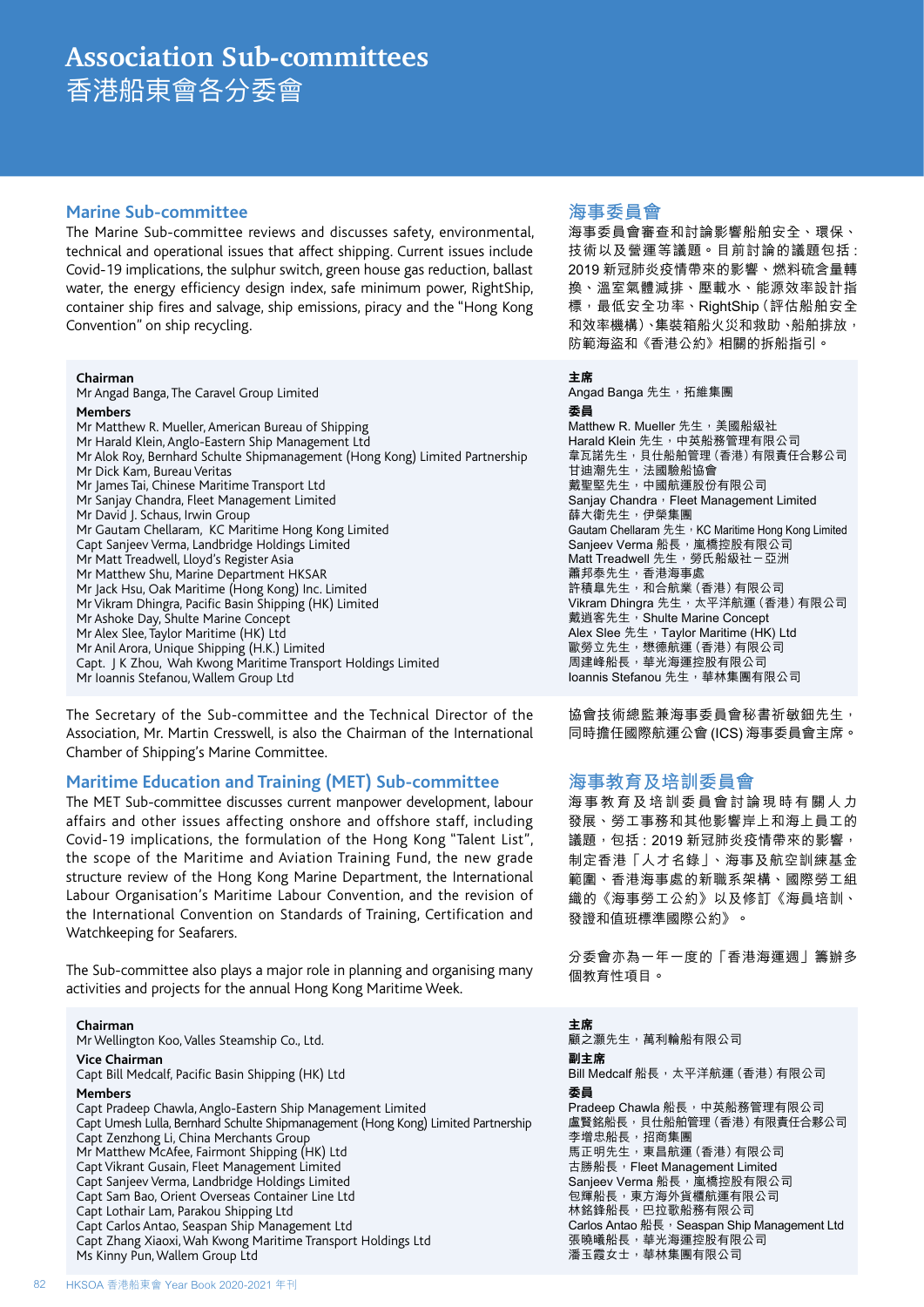# Association Sub-committees
# 香港船東會各分委會

## Marine Sub-committee

The Marine Sub-committee reviews and discusses safety, environmental, technical and operational issues that affect shipping. Current issues include Covid-19 implications, the sulphur switch, green house gas reduction, ballast water, the energy efficiency design index, safe minimum power, RightShip, container ship fires and salvage, ship emissions, piracy and the "Hong Kong Convention" on ship recycling.

**Chairman**
Mr Angad Banga, The Caravel Group Limited

**Members**
Mr Matthew R. Mueller, American Bureau of Shipping
Mr Harald Klein, Anglo-Eastern Ship Management Ltd
Mr Alok Roy, Bernhard Schulte Shipmanagement (Hong Kong) Limited Partnership
Mr Dick Kam, Bureau Veritas
Mr James Tai, Chinese Maritime Transport Ltd
Mr Sanjay Chandra, Fleet Management Limited
Mr David J. Schaus, Irwin Group
Mr Gautam Chellaram, KC Maritime Hong Kong Limited
Capt Sanjeev Verma, Landbridge Holdings Limited
Mr Matt Treadwell, Lloyd's Register Asia
Mr Matthew Shu, Marine Department HKSAR
Mr Jack Hsu, Oak Maritime (Hong Kong) Inc. Limited
Mr Vikram Dhingra, Pacific Basin Shipping (HK) Limited
Mr Ashoke Day, Shulte Marine Concept
Mr Alex Slee, Taylor Maritime (HK) Ltd
Mr Anil Arora, Unique Shipping (H.K.) Limited
Capt. J K Zhou, Wah Kwong Maritime Transport Holdings Limited
Mr Ioannis Stefanou, Wallem Group Ltd

The Secretary of the Sub-committee and the Technical Director of the Association, Mr. Martin Cresswell, is also the Chairman of the International Chamber of Shipping's Marine Committee.

## 海事委員會

海事委員會審查和討論影響船舶安全、環保、技術以及營運等議題。目前討論的議題包括：2019新冠肺炎疫情帶來的影響、燃料硫含量轉換、溫室氣體減排、壓載水、能源效率設計指標，最低安全功率、RightShip（評估船舶安全和效率機構）、集裝箱船火災和救助、船舶排放，防範海盜和《香港公約》相關的拆船指引。

**主席**
Angad Banga 先生，拓維集團

**委員**
Matthew R. Mueller 先生，美國船級社
Harald Klein 先生，中英船務管理有限公司
韋瓦諾先生，貝仕船舶管理（香港）有限責任合夥公司
甘迪潮先生，法國驗船協會
戴聖堅先生，中國航運股份有限公司
Sanjay Chandra，Fleet Management Limited
薛大衛先生，伊榮集團
Gautam Chellaram 先生，KC Maritime Hong Kong Limited
Sanjeev Verma 船長，嵐橋控股有限公司
Matt Treadwell 先生，勞氏船級社－亞洲
蕭邦泰先生，香港海事處
許積章先生，和合航業（香港）有限公司
Vikram Dhingra 先生，太平洋航運（香港）有限公司
戴溢客先生，Shulte Marine Concept
Alex Slee 先生，Taylor Maritime (HK) Ltd
歐勞立先生，懋德航運（香港）有限公司
周建峰船長，華光海運控股有限公司
Ioannis Stefanou 先生，華林集團有限公司

協會技術總監兼海事委員會秘書祈敏鈿先生，同時擔任國際航運公會 (ICS) 海事委員會主席。

## Maritime Education and Training (MET) Sub-committee

The MET Sub-committee discusses current manpower development, labour affairs and other issues affecting onshore and offshore staff, including Covid-19 implications, the formulation of the Hong Kong "Talent List", the scope of the Maritime and Aviation Training Fund, the new grade structure review of the Hong Kong Marine Department, the International Labour Organisation's Maritime Labour Convention, and the revision of the International Convention on Standards of Training, Certification and Watchkeeping for Seafarers.

The Sub-committee also plays a major role in planning and organising many activities and projects for the annual Hong Kong Maritime Week.

**Chairman**
Mr Wellington Koo, Valles Steamship Co., Ltd.

**Vice Chairman**
Capt Bill Medcalf, Pacific Basin Shipping (HK) Ltd

**Members**
Capt Pradeep Chawla, Anglo-Eastern Ship Management Limited
Capt Umesh Lulla, Bernhard Schulte Shipmanagement (Hong Kong) Limited Partnership
Capt Zenzhong Li, China Merchants Group
Mr Matthew McAfee, Fairmont Shipping (HK) Ltd
Capt Vikrant Gusain, Fleet Management Limited
Capt Sanjeev Verma, Landbridge Holdings Limited
Capt Sam Bao, Orient Overseas Container Line Ltd
Capt Lothair Lam, Parakou Shipping Ltd
Capt Carlos Antao, Seaspan Ship Management Ltd
Capt Zhang Xiaoxi, Wah Kwong Maritime Transport Holdings Ltd
Ms Kinny Pun, Wallem Group Ltd

## 海事教育及培訓委員會

海事教育及培訓委員會討論現時有關人力發展、勞工事務和其他影響岸上和海上員工的議題，包括：2019新冠肺炎疫情帶來的影響，制定香港「人才名錄」、海事及航空訓練基金範圍、香港海事處的新職系架構、國際勞工組織的《海事勞工公約》以及修訂《海員培訓、發證和值班標準國際公約》。

分委會亦為一年一度的「香港海運週」籌辦多個教育性項目。

**主席**
顧之灝先生，萬利輪船有限公司

**副主席**
Bill Medcalf 船長，太平洋航運（香港）有限公司

**委員**
Pradeep Chawla 船長，中英船務管理有限公司
盧賢銘船長，貝仕船舶管理（香港）有限責任合夥公司
李增忠船長，招商集團
馬正明先生，東昌航運（香港）有限公司
古勝船長，Fleet Management Limited
Sanjeev Verma 船長，嵐橋控股有限公司
包輝船長，東方海外貨櫃航運有限公司
林銘鋒船長，巴拉歌船務有限公司
Carlos Antao 船長，Seaspan Ship Management Ltd
張曉曦船長，華光海運控股有限公司
潘玉霞女士，華林集團有限公司